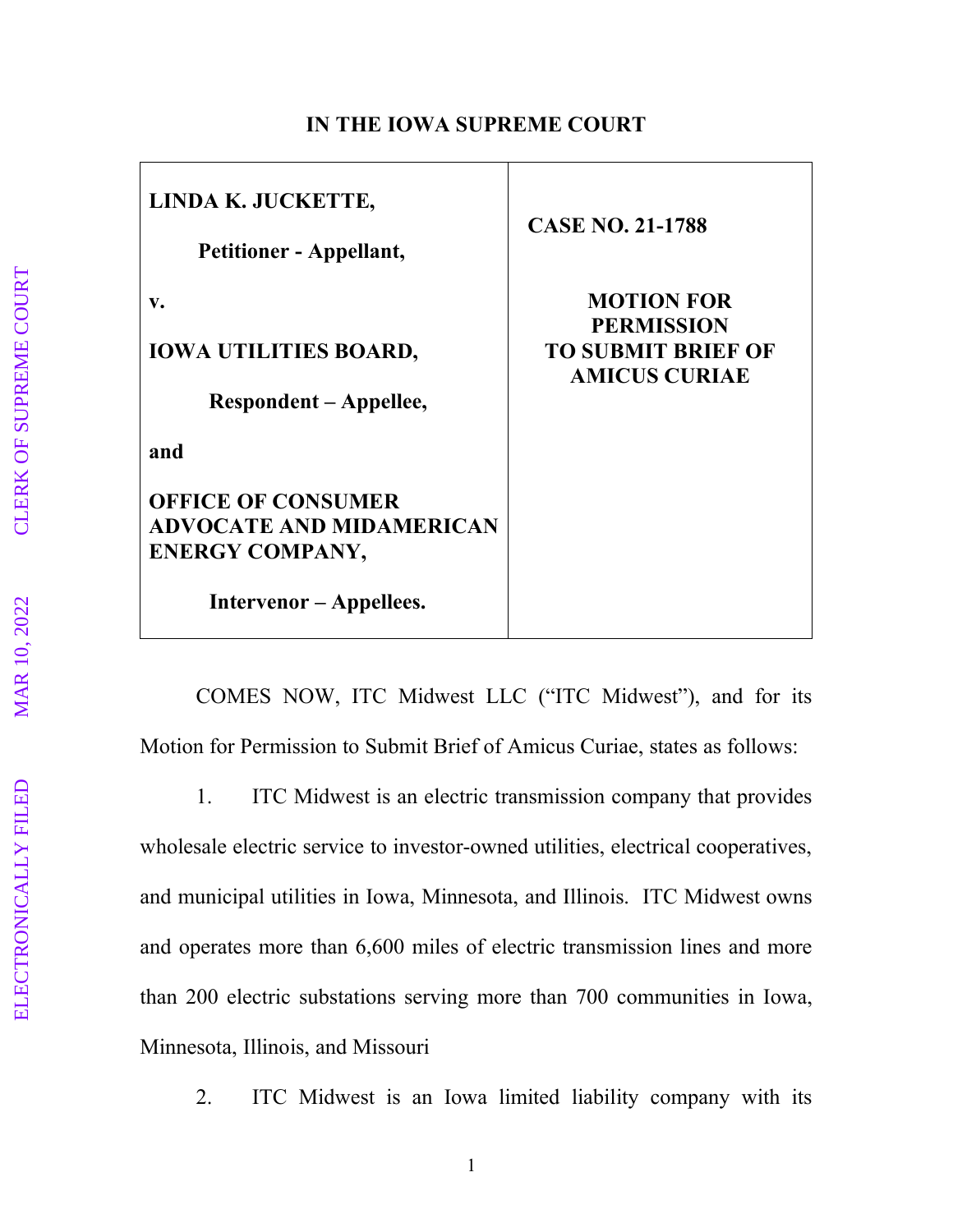**IN THE IOWA SUPREME COURT**

| LINDA K. JUCKETTE, Petitioner - Appellant, v. IOWA UTILITIES BOARD, Respondent – Appellee, and OFFICE OF CONSUMER ADVOCATE AND MIDAMERICAN ENERGY COMPANY, Intervenor – Appellees. | CASE NO. 21-1788 **MOTION FOR PERMISSION TO SUBMIT BRIEF OF AMICUS CURIAE** |
|---|---|

COMES NOW, ITC Midwest LLC ("ITC Midwest"), and for its Motion for Permission to Submit Brief of Amicus Curiae, states as follows:

1. ITC Midwest is an electric transmission company that provides wholesale electric service to investor-owned utilities, electrical cooperatives, and municipal utilities in Iowa, Minnesota, and Illinois. ITC Midwest owns and operates more than 6,600 miles of electric transmission lines and more than 200 electric substations serving more than 700 communities in Iowa, Minnesota, Illinois, and Missouri

2. ITC Midwest is an Iowa limited liability company with its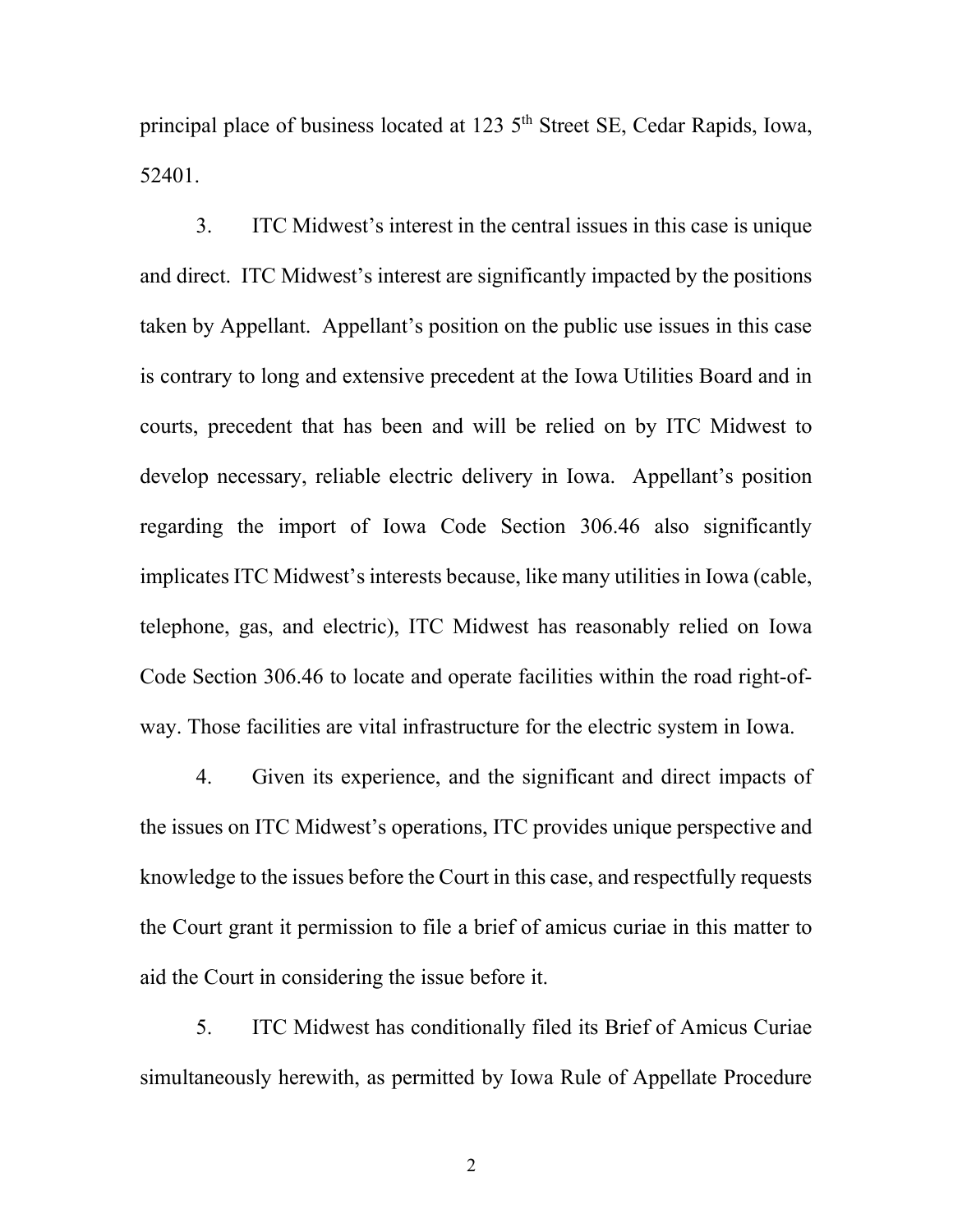principal place of business located at 123 5th Street SE, Cedar Rapids, Iowa, 52401.

3. ITC Midwest's interest in the central issues in this case is unique and direct. ITC Midwest's interest are significantly impacted by the positions taken by Appellant. Appellant's position on the public use issues in this case is contrary to long and extensive precedent at the Iowa Utilities Board and in courts, precedent that has been and will be relied on by ITC Midwest to develop necessary, reliable electric delivery in Iowa. Appellant's position regarding the import of Iowa Code Section 306.46 also significantly implicates ITC Midwest's interests because, like many utilities in Iowa (cable, telephone, gas, and electric), ITC Midwest has reasonably relied on Iowa Code Section 306.46 to locate and operate facilities within the road right-of-way. Those facilities are vital infrastructure for the electric system in Iowa.

4. Given its experience, and the significant and direct impacts of the issues on ITC Midwest's operations, ITC provides unique perspective and knowledge to the issues before the Court in this case, and respectfully requests the Court grant it permission to file a brief of amicus curiae in this matter to aid the Court in considering the issue before it.

5. ITC Midwest has conditionally filed its Brief of Amicus Curiae simultaneously herewith, as permitted by Iowa Rule of Appellate Procedure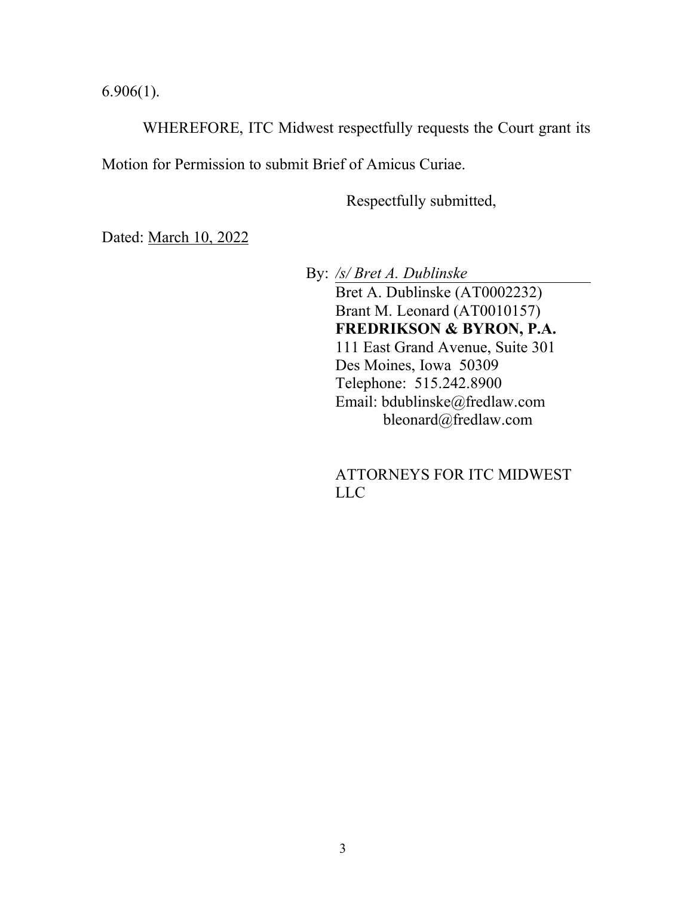6.906(1).

WHEREFORE, ITC Midwest respectfully requests the Court grant its Motion for Permission to submit Brief of Amicus Curiae.

Respectfully submitted,

Dated: March 10, 2022

By: */s/ Bret A. Dublinske*
Bret A. Dublinske (AT0002232)
Brant M. Leonard (AT0010157)
**FREDRIKSON & BYRON, P.A.**
111 East Grand Avenue, Suite 301
Des Moines, Iowa 50309
Telephone: 515.242.8900
Email: bdublinske@fredlaw.com
bleonard@fredlaw.com

ATTORNEYS FOR ITC MIDWEST LLC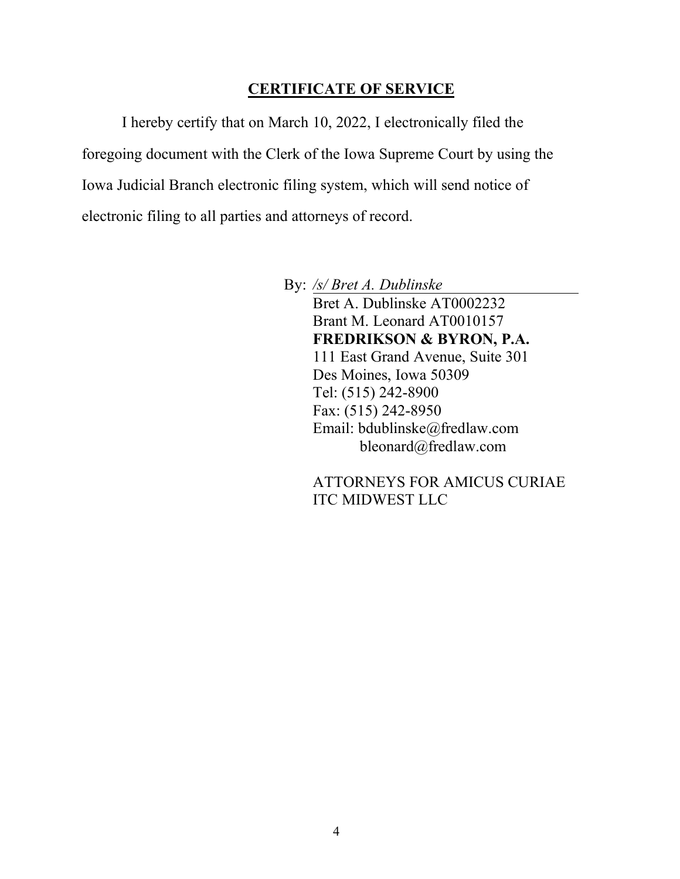## CERTIFICATE OF SERVICE

I hereby certify that on March 10, 2022, I electronically filed the foregoing document with the Clerk of the Iowa Supreme Court by using the Iowa Judicial Branch electronic filing system, which will send notice of electronic filing to all parties and attorneys of record.

By: */s/ Bret A. Dublinske*
Bret A. Dublinske AT0002232
Brant M. Leonard AT0010157
**FREDRIKSON & BYRON, P.A.**
111 East Grand Avenue, Suite 301
Des Moines, Iowa 50309
Tel: (515) 242-8900
Fax: (515) 242-8950
Email: bdublinske@fredlaw.com
bleonard@fredlaw.com

ATTORNEYS FOR AMICUS CURIAE
ITC MIDWEST LLC